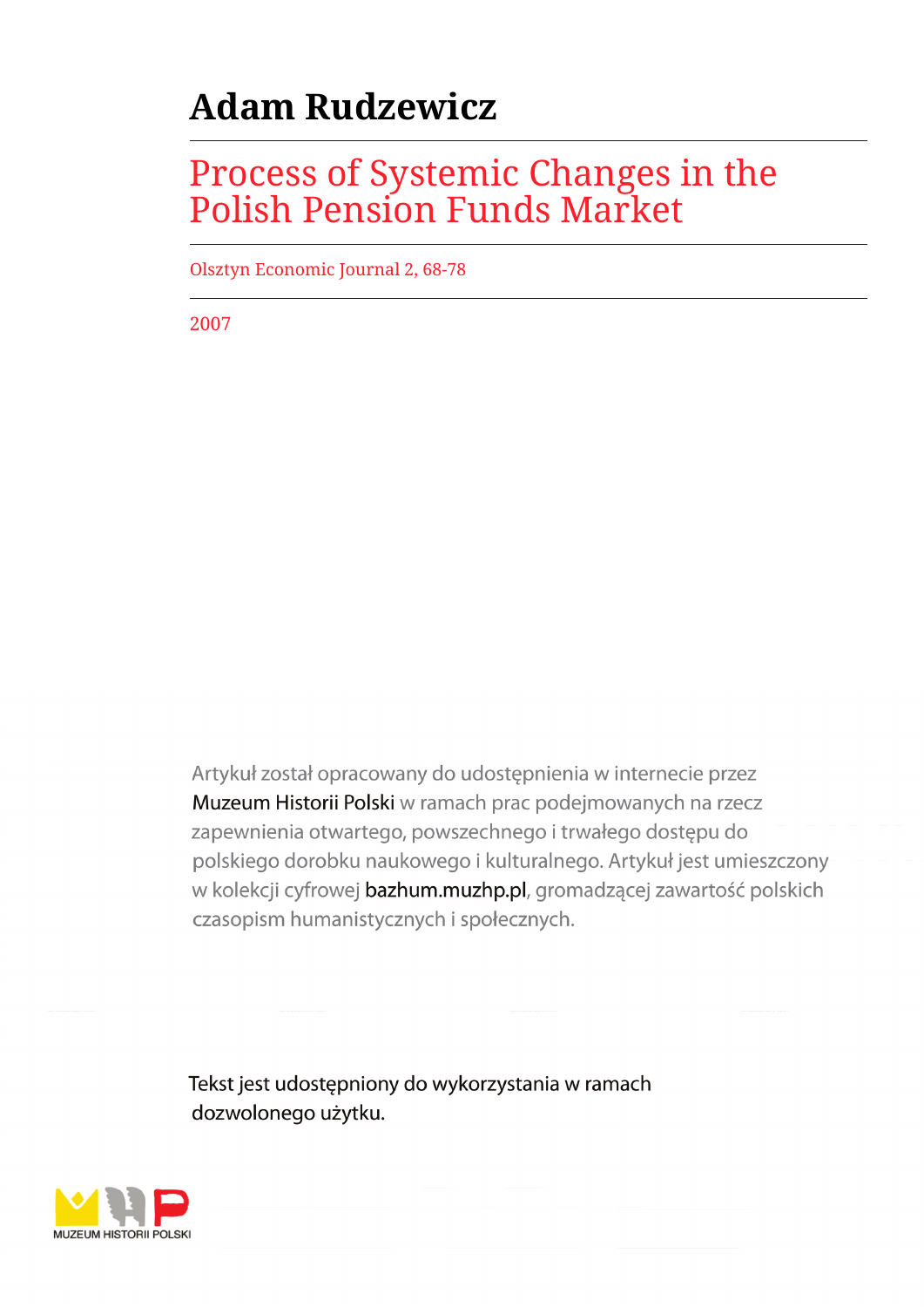# Adam Rudzewicz

## Process of Systemic Changes in the Polish Pension Funds Market

Olsztyn Economic Journal 2, 68-78

2007

Artykuł został opracowany do udostępnienia w internecie przez Muzeum Historii Polski w ramach prac podejmowanych na rzecz zapewnienia otwartego, powszechnego i trwałego dostępu do polskiego dorobku naukowego i kulturalnego. Artykuł jest umieszczony w kolekcji cyfrowej bazhum.muzhp.pl, gromadzącej zawartość polskich czasopism humanistycznych i społecznych.

Tekst jest udostępniony do wykorzystania w ramach dozwolonego użytku.

MUZEUM HISTORII POLSKI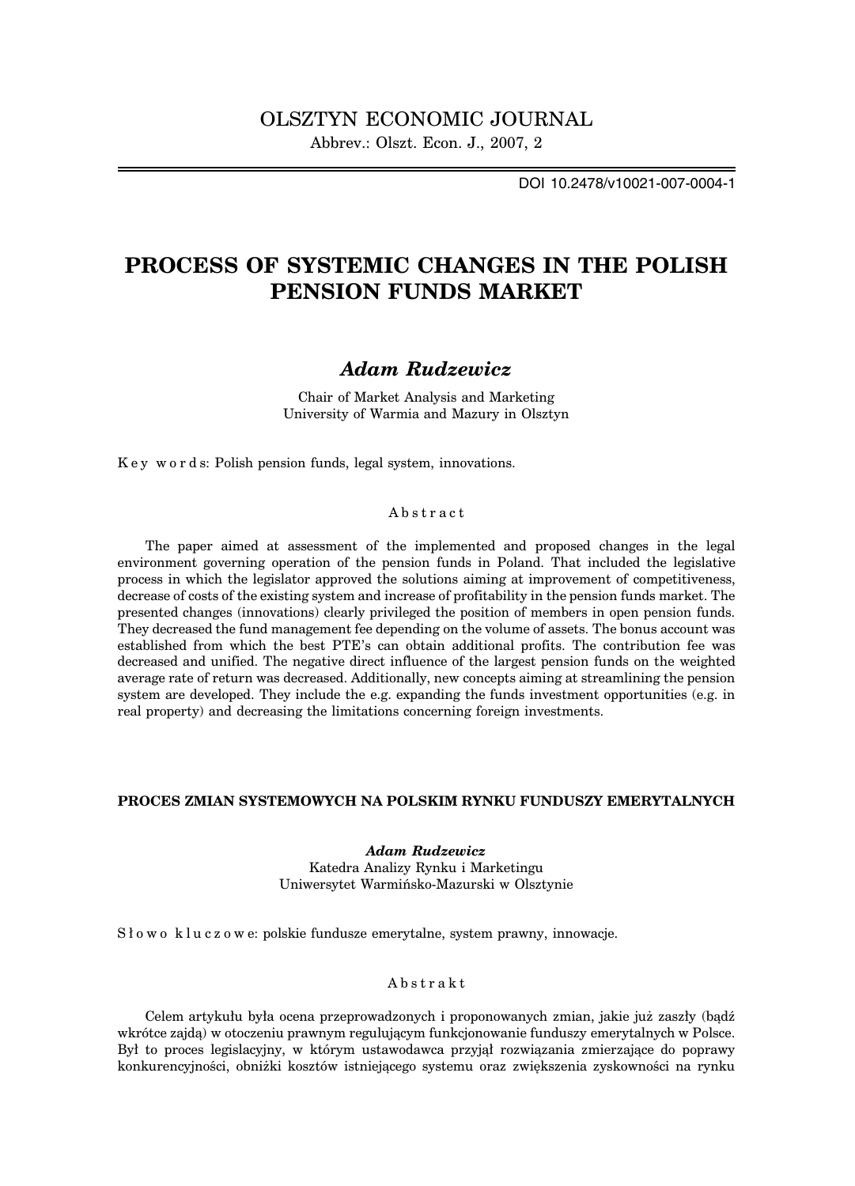# OLSZTYN ECONOMIC JOURNAL

Abbrev.: Olszt. Econ. J., 2007, 2

DOI 10.2478/v10021-007-0004-1

# PROCESS OF SYSTEMIC CHANGES IN THE POLISH PENSION FUNDS MARKET

## *Adam Rudzewicz*

Chair of Market Analysis and Marketing
University of Warmia and Mazury in Olsztyn

Key words: Polish pension funds, legal system, innovations.

### Abstract

The paper aimed at assessment of the implemented and proposed changes in the legal environment governing operation of the pension funds in Poland. That included the legislative process in which the legislator approved the solutions aiming at improvement of competitiveness, decrease of costs of the existing system and increase of profitability in the pension funds market. The presented changes (innovations) clearly privileged the position of members in open pension funds. They decreased the fund management fee depending on the volume of assets. The bonus account was established from which the best PTE's can obtain additional profits. The contribution fee was decreased and unified. The negative direct influence of the largest pension funds on the weighted average rate of return was decreased. Additionally, new concepts aiming at streamlining the pension system are developed. They include the e.g. expanding the funds investment opportunities (e.g. in real property) and decreasing the limitations concerning foreign investments.

**PROCES ZMIAN SYSTEMOWYCH NA POLSKIM RYNKU FUNDUSZY EMERYTALNYCH**

***Adam Rudzewicz***
Katedra Analizy Rynku i Marketingu
Uniwersytet Warmińsko-Mazurski w Olsztynie

Słowo kluczowe: polskie fundusze emerytalne, system prawny, innowacje.

### Abstrakt

Celem artykułu była ocena przeprowadzonych i proponowanych zmian, jakie już zaszły (bądź wkrótce zajdą) w otoczeniu prawnym regulującym funkcjonowanie funduszy emerytalnych w Polsce. Był to proces legislacyjny, w którym ustawodawca przyjął rozwiązania zmierzające do poprawy konkurencyjności, obniżki kosztów istniejącego systemu oraz zwiększenia zyskowności na rynku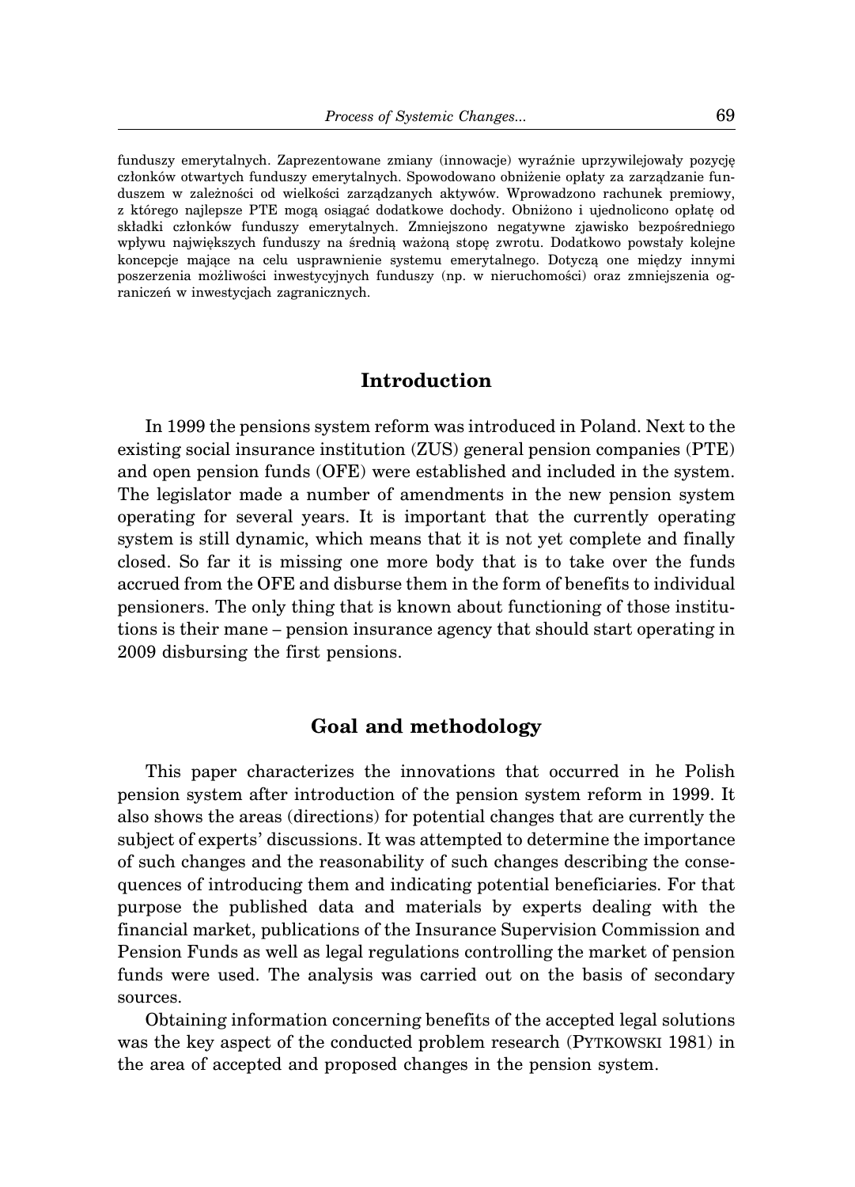funduszy emerytalnych. Zaprezentowane zmiany (innowacje) wyraźnie uprzywilejowały pozycję członków otwartych funduszy emerytalnych. Spowodowano obniżenie opłaty za zarządzanie funduszem w zależności od wielkości zarządzanych aktywów. Wprowadzono rachunek premiowy, z którego najlepsze PTE mogą osiągać dodatkowe dochody. Obniżono i ujednolicono opłatę od składki członków funduszy emerytalnych. Zmniejszono negatywne zjawisko bezpośredniego wpływu największych funduszy na średnią ważoną stopę zwrotu. Dodatkowo powstały kolejne koncepcje mające na celu usprawnienie systemu emerytalnego. Dotyczą one między innymi poszerzenia możliwości inwestycyjnych funduszy (np. w nieruchomości) oraz zmniejszenia ograniczeń w inwestycjach zagranicznych.

## Introduction

In 1999 the pensions system reform was introduced in Poland. Next to the existing social insurance institution (ZUS) general pension companies (PTE) and open pension funds (OFE) were established and included in the system. The legislator made a number of amendments in the new pension system operating for several years. It is important that the currently operating system is still dynamic, which means that it is not yet complete and finally closed. So far it is missing one more body that is to take over the funds accrued from the OFE and disburse them in the form of benefits to individual pensioners. The only thing that is known about functioning of those institutions is their mane – pension insurance agency that should start operating in 2009 disbursing the first pensions.

## Goal and methodology

This paper characterizes the innovations that occurred in he Polish pension system after introduction of the pension system reform in 1999. It also shows the areas (directions) for potential changes that are currently the subject of experts' discussions. It was attempted to determine the importance of such changes and the reasonability of such changes describing the consequences of introducing them and indicating potential beneficiaries. For that purpose the published data and materials by experts dealing with the financial market, publications of the Insurance Supervision Commission and Pension Funds as well as legal regulations controlling the market of pension funds were used. The analysis was carried out on the basis of secondary sources.

Obtaining information concerning benefits of the accepted legal solutions was the key aspect of the conducted problem research (PYTKOWSKI 1981) in the area of accepted and proposed changes in the pension system.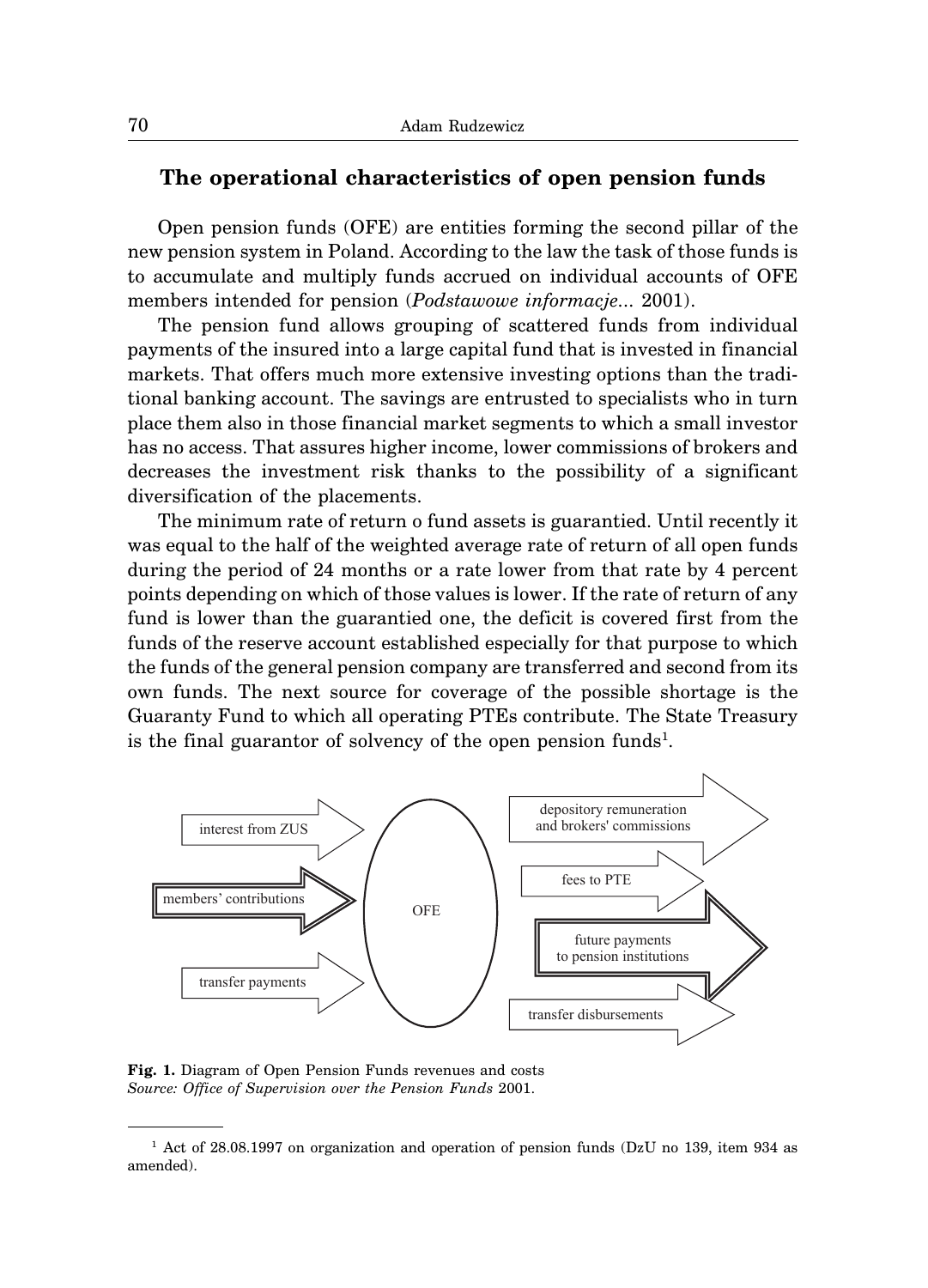## The operational characteristics of open pension funds

Open pension funds (OFE) are entities forming the second pillar of the new pension system in Poland. According to the law the task of those funds is to accumulate and multiply funds accrued on individual accounts of OFE members intended for pension (*Podstawowe informacje*... 2001).

The pension fund allows grouping of scattered funds from individual payments of the insured into a large capital fund that is invested in financial markets. That offers much more extensive investing options than the traditional banking account. The savings are entrusted to specialists who in turn place them also in those financial market segments to which a small investor has no access. That assures higher income, lower commissions of brokers and decreases the investment risk thanks to the possibility of a significant diversification of the placements.

The minimum rate of return o fund assets is guarantied. Until recently it was equal to the half of the weighted average rate of return of all open funds during the period of 24 months or a rate lower from that rate by 4 percent points depending on which of those values is lower. If the rate of return of any fund is lower than the guarantied one, the deficit is covered first from the funds of the reserve account established especially for that purpose to which the funds of the general pension company are transferred and second from its own funds. The next source for coverage of the possible shortage is the Guaranty Fund to which all operating PTEs contribute. The State Treasury is the final guarantor of solvency of the open pension funds[1].

**Fig. 1.** Diagram of Open Pension Funds revenues and costs
*Source: Office of Supervision over the Pension Funds* 2001.

[1] Act of 28.08.1997 on organization and operation of pension funds (DzU no 139, item 934 as amended).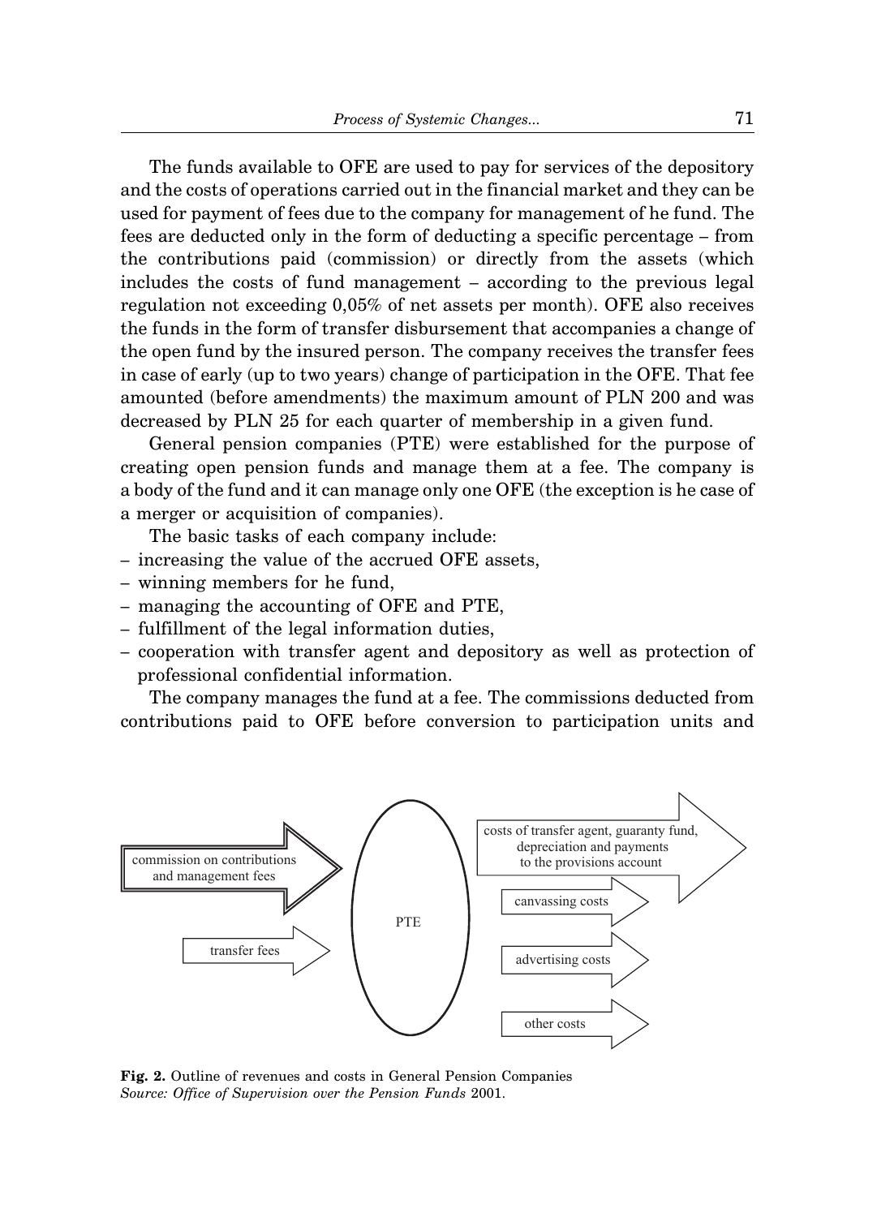The funds available to OFE are used to pay for services of the depository and the costs of operations carried out in the financial market and they can be used for payment of fees due to the company for management of he fund. The fees are deducted only in the form of deducting a specific percentage – from the contributions paid (commission) or directly from the assets (which includes the costs of fund management – according to the previous legal regulation not exceeding 0,05% of net assets per month). OFE also receives the funds in the form of transfer disbursement that accompanies a change of the open fund by the insured person. The company receives the transfer fees in case of early (up to two years) change of participation in the OFE. That fee amounted (before amendments) the maximum amount of PLN 200 and was decreased by PLN 25 for each quarter of membership in a given fund.

General pension companies (PTE) were established for the purpose of creating open pension funds and manage them at a fee. The company is a body of the fund and it can manage only one OFE (the exception is he case of a merger or acquisition of companies).

The basic tasks of each company include:

- increasing the value of the accrued OFE assets,
- winning members for he fund,
- managing the accounting of OFE and PTE,
- fulfillment of the legal information duties,
- cooperation with transfer agent and depository as well as protection of professional confidential information.

The company manages the fund at a fee. The commissions deducted from contributions paid to OFE before conversion to participation units and

commission on contributions and management fees

transfer fees

PTE

costs of transfer agent, guaranty fund, depreciation and payments to the provisions account

canvassing costs

advertising costs

other costs

**Fig. 2.** Outline of revenues and costs in General Pension Companies
*Source: Office of Supervision over the Pension Funds* 2001.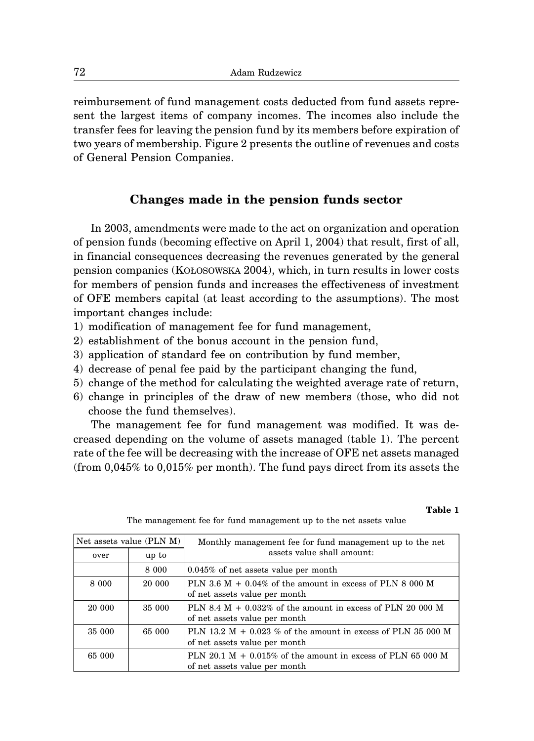reimbursement of fund management costs deducted from fund assets represent the largest items of company incomes. The incomes also include the transfer fees for leaving the pension fund by its members before expiration of two years of membership. Figure 2 presents the outline of revenues and costs of General Pension Companies.

## Changes made in the pension funds sector

In 2003, amendments were made to the act on organization and operation of pension funds (becoming effective on April 1, 2004) that result, first of all, in financial consequences decreasing the revenues generated by the general pension companies (KOŁOSOWSKA 2004), which, in turn results in lower costs for members of pension funds and increases the effectiveness of investment of OFE members capital (at least according to the assumptions). The most important changes include:

1) modification of management fee for fund management,
2) establishment of the bonus account in the pension fund,
3) application of standard fee on contribution by fund member,
4) decrease of penal fee paid by the participant changing the fund,
5) change of the method for calculating the weighted average rate of return,
6) change in principles of the draw of new members (those, who did not choose the fund themselves).

The management fee for fund management was modified. It was decreased depending on the volume of assets managed (table 1). The percent rate of the fee will be decreasing with the increase of OFE net assets managed (from 0,045% to 0,015% per month). The fund pays direct from its assets the

**Table 1**

The management fee for fund management up to the net assets value

| Net assets value (PLN M) | | Monthly management fee for fund management up to the net assets value shall amount: |
|---|---|---|
| over | up to | |
| | 8 000 | 0.045% of net assets value per month |
| 8 000 | 20 000 | PLN 3.6 M + 0.04% of the amount in excess of PLN 8 000 M of net assets value per month |
| 20 000 | 35 000 | PLN 8.4 M + 0.032% of the amount in excess of PLN 20 000 M of net assets value per month |
| 35 000 | 65 000 | PLN 13.2 M + 0.023 % of the amount in excess of PLN 35 000 M of net assets value per month |
| 65 000 | | PLN 20.1 M + 0.015% of the amount in excess of PLN 65 000 M of net assets value per month |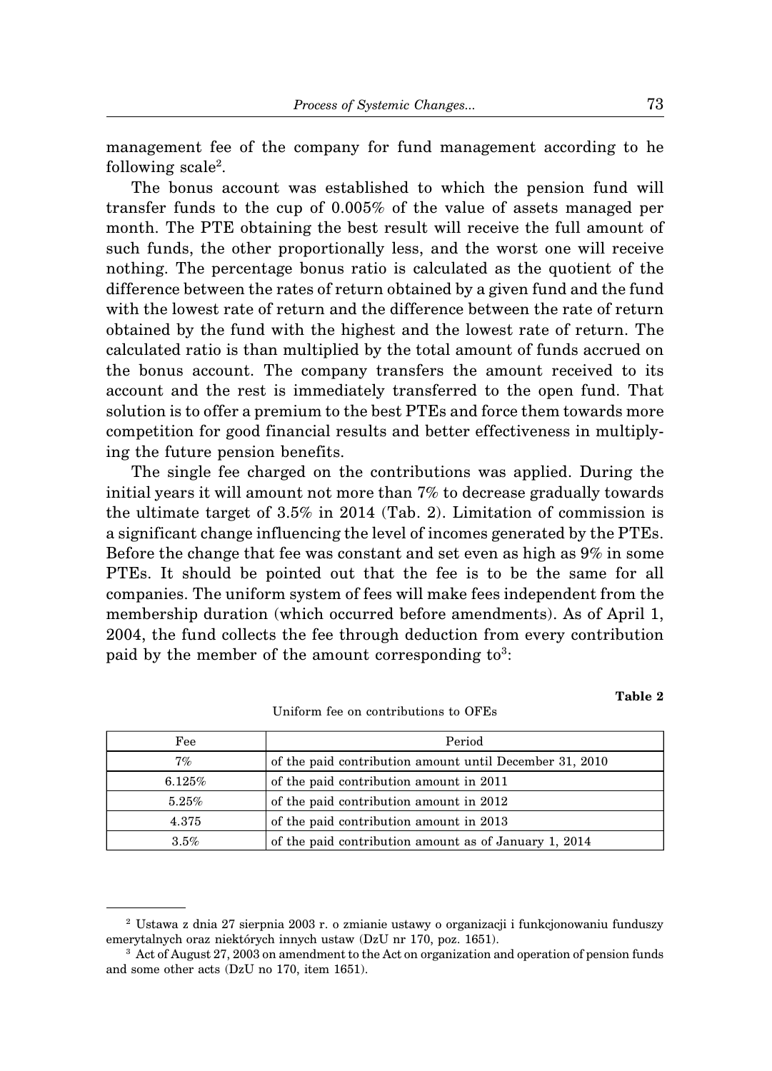management fee of the company for fund management according to he following scale[2].

The bonus account was established to which the pension fund will transfer funds to the cup of 0.005% of the value of assets managed per month. The PTE obtaining the best result will receive the full amount of such funds, the other proportionally less, and the worst one will receive nothing. The percentage bonus ratio is calculated as the quotient of the difference between the rates of return obtained by a given fund and the fund with the lowest rate of return and the difference between the rate of return obtained by the fund with the highest and the lowest rate of return. The calculated ratio is than multiplied by the total amount of funds accrued on the bonus account. The company transfers the amount received to its account and the rest is immediately transferred to the open fund. That solution is to offer a premium to the best PTEs and force them towards more competition for good financial results and better effectiveness in multiplying the future pension benefits.

The single fee charged on the contributions was applied. During the initial years it will amount not more than 7% to decrease gradually towards the ultimate target of 3.5% in 2014 (Tab. 2). Limitation of commission is a significant change influencing the level of incomes generated by the PTEs. Before the change that fee was constant and set even as high as 9% in some PTEs. It should be pointed out that the fee is to be the same for all companies. The uniform system of fees will make fees independent from the membership duration (which occurred before amendments). As of April 1, 2004, the fund collects the fee through deduction from every contribution paid by the member of the amount corresponding to[3]:

**Table 2**

Uniform fee on contributions to OFEs

| Fee | Period |
|---|---|
| 7% | of the paid contribution amount until December 31, 2010 |
| 6.125% | of the paid contribution amount in 2011 |
| 5.25% | of the paid contribution amount in 2012 |
| 4.375 | of the paid contribution amount in 2013 |
| 3.5% | of the paid contribution amount as of January 1, 2014 |

[2] Ustawa z dnia 27 sierpnia 2003 r. o zmianie ustawy o organizacji i funkcjonowaniu funduszy emerytalnych oraz niektórych innych ustaw (DzU nr 170, poz. 1651).

[3] Act of August 27, 2003 on amendment to the Act on organization and operation of pension funds and some other acts (DzU no 170, item 1651).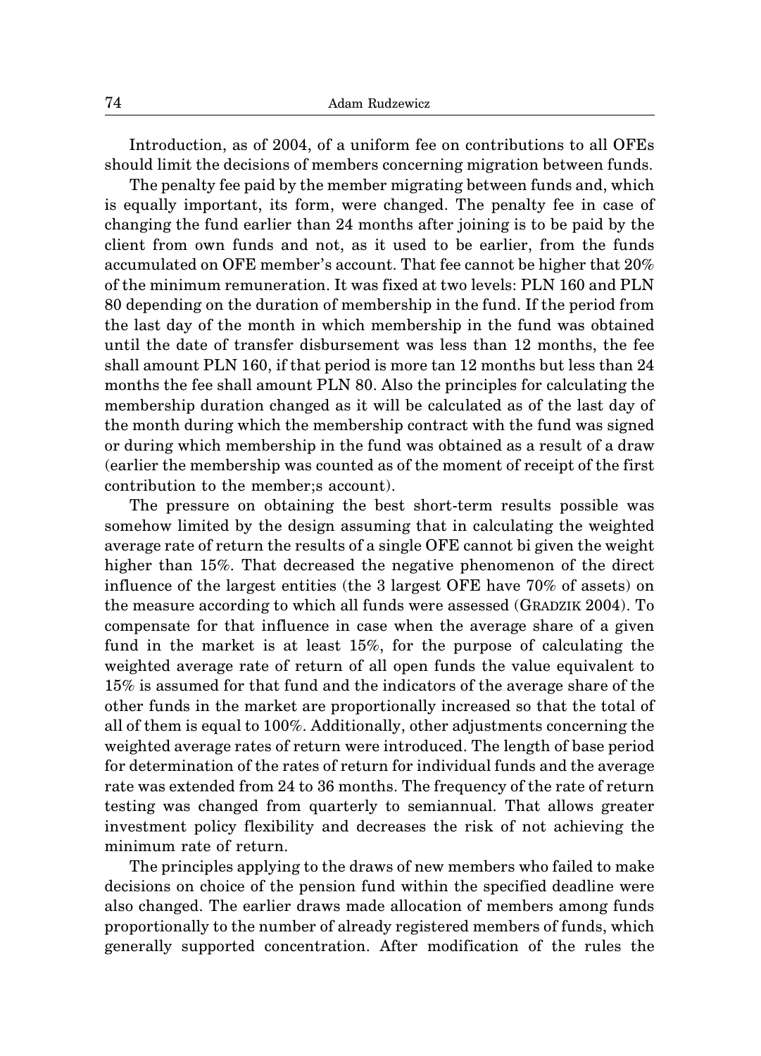Introduction, as of 2004, of a uniform fee on contributions to all OFEs should limit the decisions of members concerning migration between funds.

The penalty fee paid by the member migrating between funds and, which is equally important, its form, were changed. The penalty fee in case of changing the fund earlier than 24 months after joining is to be paid by the client from own funds and not, as it used to be earlier, from the funds accumulated on OFE member's account. That fee cannot be higher that 20% of the minimum remuneration. It was fixed at two levels: PLN 160 and PLN 80 depending on the duration of membership in the fund. If the period from the last day of the month in which membership in the fund was obtained until the date of transfer disbursement was less than 12 months, the fee shall amount PLN 160, if that period is more tan 12 months but less than 24 months the fee shall amount PLN 80. Also the principles for calculating the membership duration changed as it will be calculated as of the last day of the month during which the membership contract with the fund was signed or during which membership in the fund was obtained as a result of a draw (earlier the membership was counted as of the moment of receipt of the first contribution to the member;s account).

The pressure on obtaining the best short-term results possible was somehow limited by the design assuming that in calculating the weighted average rate of return the results of a single OFE cannot bi given the weight higher than 15%. That decreased the negative phenomenon of the direct influence of the largest entities (the 3 largest OFE have 70% of assets) on the measure according to which all funds were assessed (GRADZIK 2004). To compensate for that influence in case when the average share of a given fund in the market is at least 15%, for the purpose of calculating the weighted average rate of return of all open funds the value equivalent to 15% is assumed for that fund and the indicators of the average share of the other funds in the market are proportionally increased so that the total of all of them is equal to 100%. Additionally, other adjustments concerning the weighted average rates of return were introduced. The length of base period for determination of the rates of return for individual funds and the average rate was extended from 24 to 36 months. The frequency of the rate of return testing was changed from quarterly to semiannual. That allows greater investment policy flexibility and decreases the risk of not achieving the minimum rate of return.

The principles applying to the draws of new members who failed to make decisions on choice of the pension fund within the specified deadline were also changed. The earlier draws made allocation of members among funds proportionally to the number of already registered members of funds, which generally supported concentration. After modification of the rules the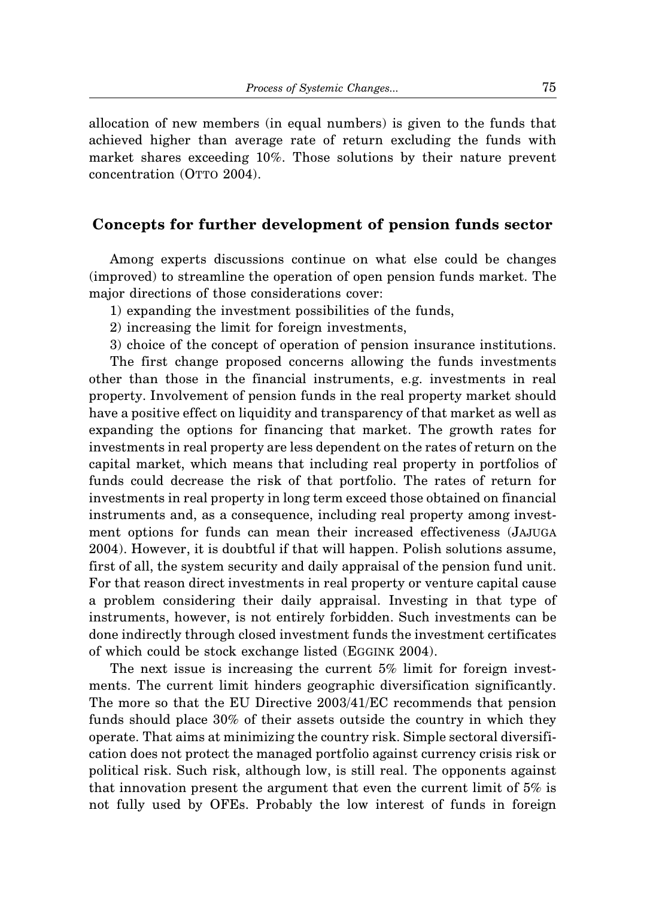allocation of new members (in equal numbers) is given to the funds that achieved higher than average rate of return excluding the funds with market shares exceeding 10%. Those solutions by their nature prevent concentration (OTTO 2004).

## Concepts for further development of pension funds sector

Among experts discussions continue on what else could be changes (improved) to streamline the operation of open pension funds market. The major directions of those considerations cover:

1) expanding the investment possibilities of the funds,
2) increasing the limit for foreign investments,
3) choice of the concept of operation of pension insurance institutions.

The first change proposed concerns allowing the funds investments other than those in the financial instruments, e.g. investments in real property. Involvement of pension funds in the real property market should have a positive effect on liquidity and transparency of that market as well as expanding the options for financing that market. The growth rates for investments in real property are less dependent on the rates of return on the capital market, which means that including real property in portfolios of funds could decrease the risk of that portfolio. The rates of return for investments in real property in long term exceed those obtained on financial instruments and, as a consequence, including real property among investment options for funds can mean their increased effectiveness (JAJUGA 2004). However, it is doubtful if that will happen. Polish solutions assume, first of all, the system security and daily appraisal of the pension fund unit. For that reason direct investments in real property or venture capital cause a problem considering their daily appraisal. Investing in that type of instruments, however, is not entirely forbidden. Such investments can be done indirectly through closed investment funds the investment certificates of which could be stock exchange listed (EGGINK 2004).

The next issue is increasing the current 5% limit for foreign investments. The current limit hinders geographic diversification significantly. The more so that the EU Directive 2003/41/EC recommends that pension funds should place 30% of their assets outside the country in which they operate. That aims at minimizing the country risk. Simple sectoral diversification does not protect the managed portfolio against currency crisis risk or political risk. Such risk, although low, is still real. The opponents against that innovation present the argument that even the current limit of 5% is not fully used by OFEs. Probably the low interest of funds in foreign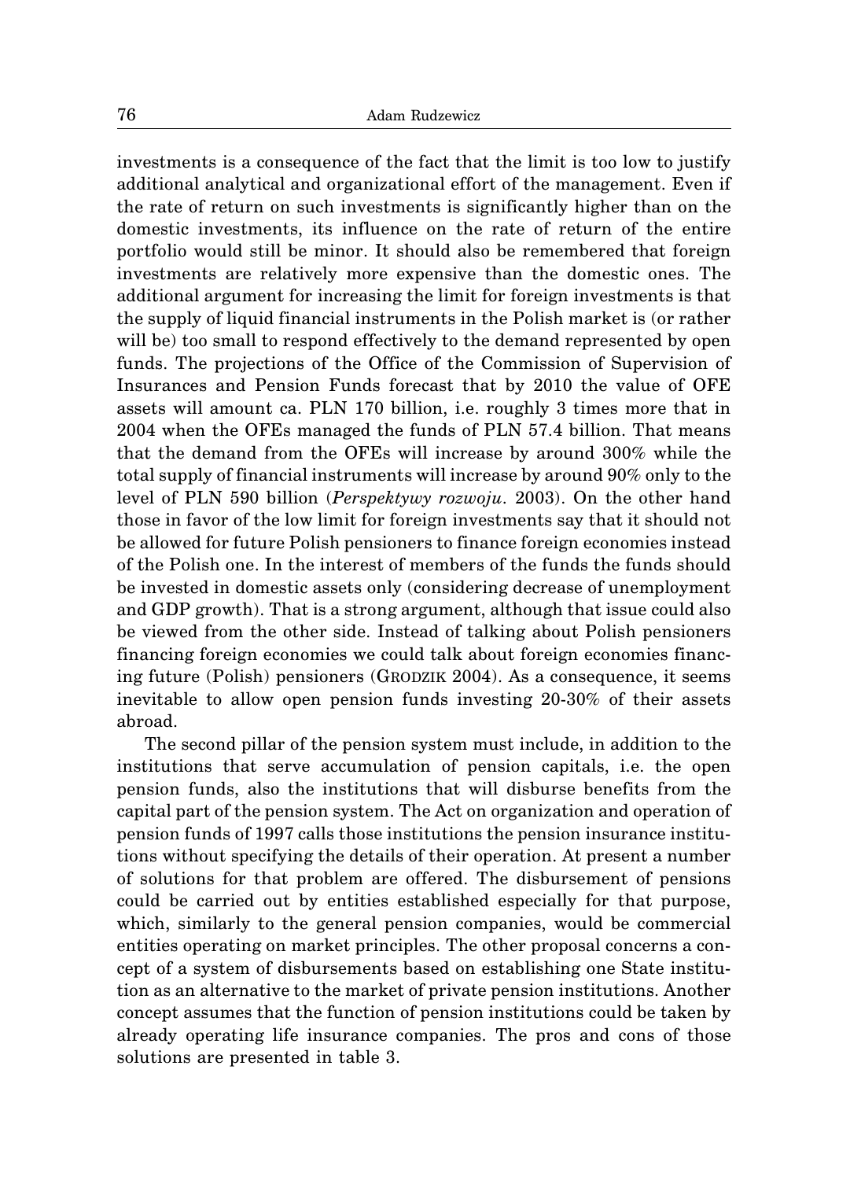investments is a consequence of the fact that the limit is too low to justify additional analytical and organizational effort of the management. Even if the rate of return on such investments is significantly higher than on the domestic investments, its influence on the rate of return of the entire portfolio would still be minor. It should also be remembered that foreign investments are relatively more expensive than the domestic ones. The additional argument for increasing the limit for foreign investments is that the supply of liquid financial instruments in the Polish market is (or rather will be) too small to respond effectively to the demand represented by open funds. The projections of the Office of the Commission of Supervision of Insurances and Pension Funds forecast that by 2010 the value of OFE assets will amount ca. PLN 170 billion, i.e. roughly 3 times more that in 2004 when the OFEs managed the funds of PLN 57.4 billion. That means that the demand from the OFEs will increase by around 300% while the total supply of financial instruments will increase by around 90% only to the level of PLN 590 billion (*Perspektywy rozwoju*. 2003). On the other hand those in favor of the low limit for foreign investments say that it should not be allowed for future Polish pensioners to finance foreign economies instead of the Polish one. In the interest of members of the funds the funds should be invested in domestic assets only (considering decrease of unemployment and GDP growth). That is a strong argument, although that issue could also be viewed from the other side. Instead of talking about Polish pensioners financing foreign economies we could talk about foreign economies financing future (Polish) pensioners (GRODZIK 2004). As a consequence, it seems inevitable to allow open pension funds investing 20-30% of their assets abroad.

The second pillar of the pension system must include, in addition to the institutions that serve accumulation of pension capitals, i.e. the open pension funds, also the institutions that will disburse benefits from the capital part of the pension system. The Act on organization and operation of pension funds of 1997 calls those institutions the pension insurance institutions without specifying the details of their operation. At present a number of solutions for that problem are offered. The disbursement of pensions could be carried out by entities established especially for that purpose, which, similarly to the general pension companies, would be commercial entities operating on market principles. The other proposal concerns a concept of a system of disbursements based on establishing one State institution as an alternative to the market of private pension institutions. Another concept assumes that the function of pension institutions could be taken by already operating life insurance companies. The pros and cons of those solutions are presented in table 3.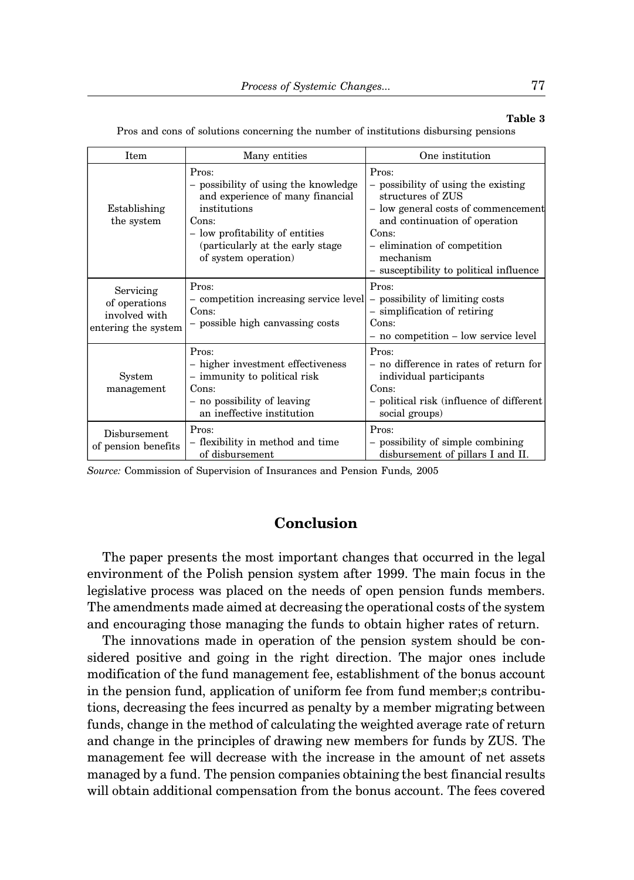**Table 3**

Pros and cons of solutions concerning the number of institutions disbursing pensions

| Item | Many entities | One institution |
|---|---|---|
| Establishing the system | Pros:<br>– possibility of using the knowledge and experience of many financial institutions<br>Cons:<br>– low profitability of entities (particularly at the early stage of system operation) | Pros:<br>– possibility of using the existing structures of ZUS<br>– low general costs of commencement and continuation of operation<br>Cons:<br>– elimination of competition mechanism<br>– susceptibility to political influence |
| Servicing of operations involved with entering the system | Pros:<br>– competition increasing service level<br>Cons:<br>– possible high canvassing costs | Pros:<br>– possibility of limiting costs<br>– simplification of retiring<br>Cons:<br>– no competition – low service level |
| System management | Pros:<br>– higher investment effectiveness<br>– immunity to political risk<br>Cons:<br>– no possibility of leaving an ineffective institution | Pros:<br>– no difference in rates of return for individual participants<br>Cons:<br>– political risk (influence of different social groups) |
| Disbursement of pension benefits | Pros:<br>– flexibility in method and time of disbursement | Pros:<br>– possibility of simple combining disbursement of pillars I and II. |

*Source:* Commission of Supervision of Insurances and Pension Funds*,* 2005

## Conclusion

The paper presents the most important changes that occurred in the legal environment of the Polish pension system after 1999. The main focus in the legislative process was placed on the needs of open pension funds members. The amendments made aimed at decreasing the operational costs of the system and encouraging those managing the funds to obtain higher rates of return.

The innovations made in operation of the pension system should be considered positive and going in the right direction. The major ones include modification of the fund management fee, establishment of the bonus account in the pension fund, application of uniform fee from fund member;s contributions, decreasing the fees incurred as penalty by a member migrating between funds, change in the method of calculating the weighted average rate of return and change in the principles of drawing new members for funds by ZUS. The management fee will decrease with the increase in the amount of net assets managed by a fund. The pension companies obtaining the best financial results will obtain additional compensation from the bonus account. The fees covered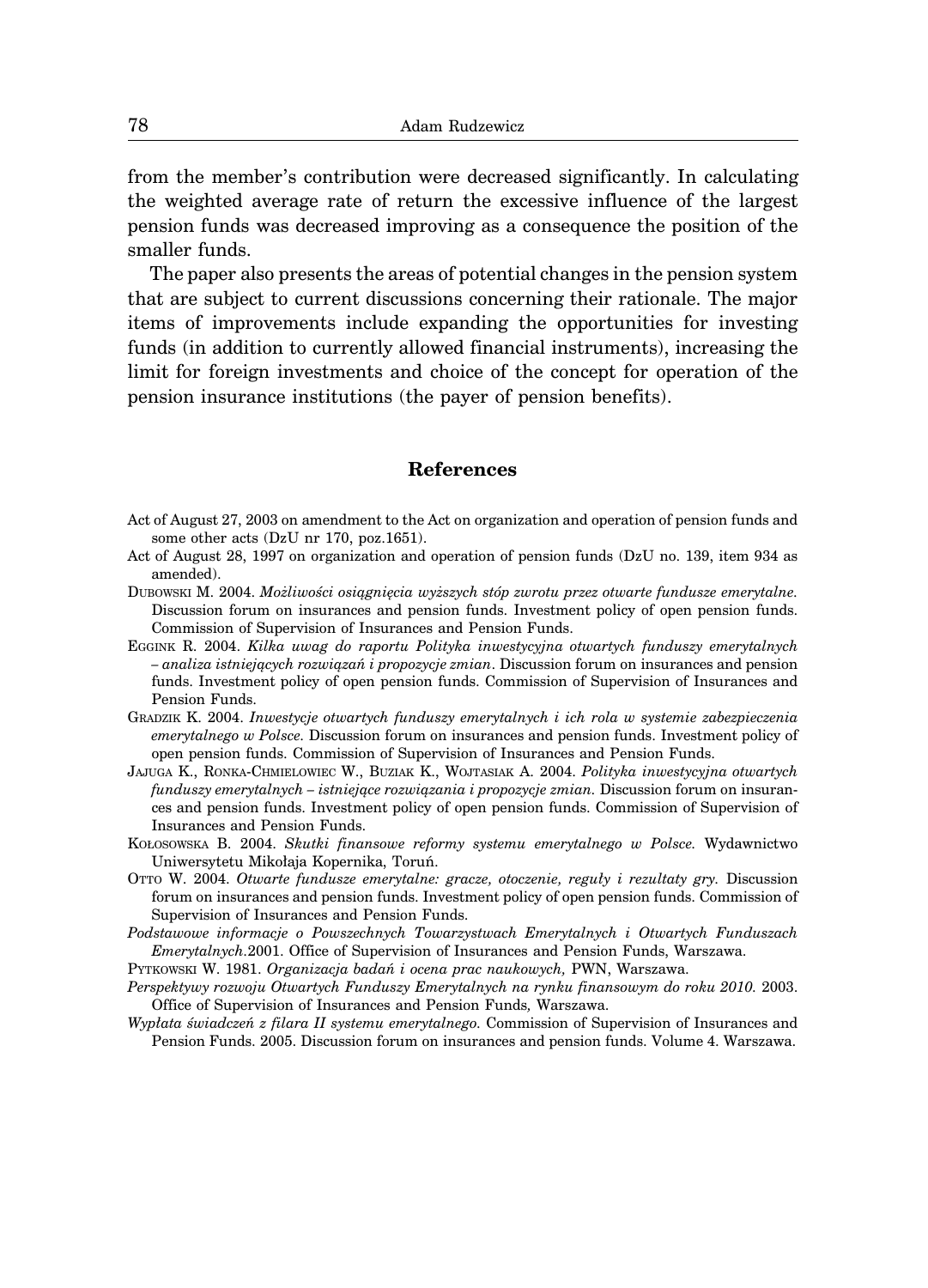from the member's contribution were decreased significantly. In calculating the weighted average rate of return the excessive influence of the largest pension funds was decreased improving as a consequence the position of the smaller funds.

The paper also presents the areas of potential changes in the pension system that are subject to current discussions concerning their rationale. The major items of improvements include expanding the opportunities for investing funds (in addition to currently allowed financial instruments), increasing the limit for foreign investments and choice of the concept for operation of the pension insurance institutions (the payer of pension benefits).

## References

Act of August 27, 2003 on amendment to the Act on organization and operation of pension funds and some other acts (DzU nr 170, poz.1651).

Act of August 28, 1997 on organization and operation of pension funds (DzU no. 139, item 934 as amended).

DUBOWSKI M. 2004. *Możliwości osiągnięcia wyższych stóp zwrotu przez otwarte fundusze emerytalne.* Discussion forum on insurances and pension funds. Investment policy of open pension funds. Commission of Supervision of Insurances and Pension Funds.

EGGINK R. 2004. *Kilka uwag do raportu Polityka inwestycyjna otwartych funduszy emerytalnych – analiza istniejących rozwiązań i propozycje zmian*. Discussion forum on insurances and pension funds. Investment policy of open pension funds. Commission of Supervision of Insurances and Pension Funds.

GRADZIK K. 2004. *Inwestycje otwartych funduszy emerytalnych i ich rola w systemie zabezpieczenia emerytalnego w Polsce.* Discussion forum on insurances and pension funds. Investment policy of open pension funds. Commission of Supervision of Insurances and Pension Funds.

JAJUGA K., RONKA-CHMIELOWIEC W., BUZIAK K., WOJTASIAK A. 2004. *Polityka inwestycyjna otwartych funduszy emerytalnych – istniejące rozwiązania i propozycje zmian.* Discussion forum on insurances and pension funds. Investment policy of open pension funds. Commission of Supervision of Insurances and Pension Funds.

KOŁOSOWSKA B. 2004. *Skutki finansowe reformy systemu emerytalnego w Polsce.* Wydawnictwo Uniwersytetu Mikołaja Kopernika, Toruń.

OTTO W. 2004. *Otwarte fundusze emerytalne: gracze, otoczenie, reguły i rezultaty gry.* Discussion forum on insurances and pension funds. Investment policy of open pension funds. Commission of Supervision of Insurances and Pension Funds.

*Podstawowe informacje o Powszechnych Towarzystwach Emerytalnych i Otwartych Funduszach Emerytalnych*.2001. Office of Supervision of Insurances and Pension Funds, Warszawa.

PYTKOWSKI W. 1981. *Organizacja badań i ocena prac naukowych,* PWN, Warszawa.

*Perspektywy rozwoju Otwartych Funduszy Emerytalnych na rynku finansowym do roku 2010.* 2003. Office of Supervision of Insurances and Pension Funds*,* Warszawa.

*Wypłata świadczeń z filara II systemu emerytalnego.* Commission of Supervision of Insurances and Pension Funds. 2005. Discussion forum on insurances and pension funds. Volume 4. Warszawa.